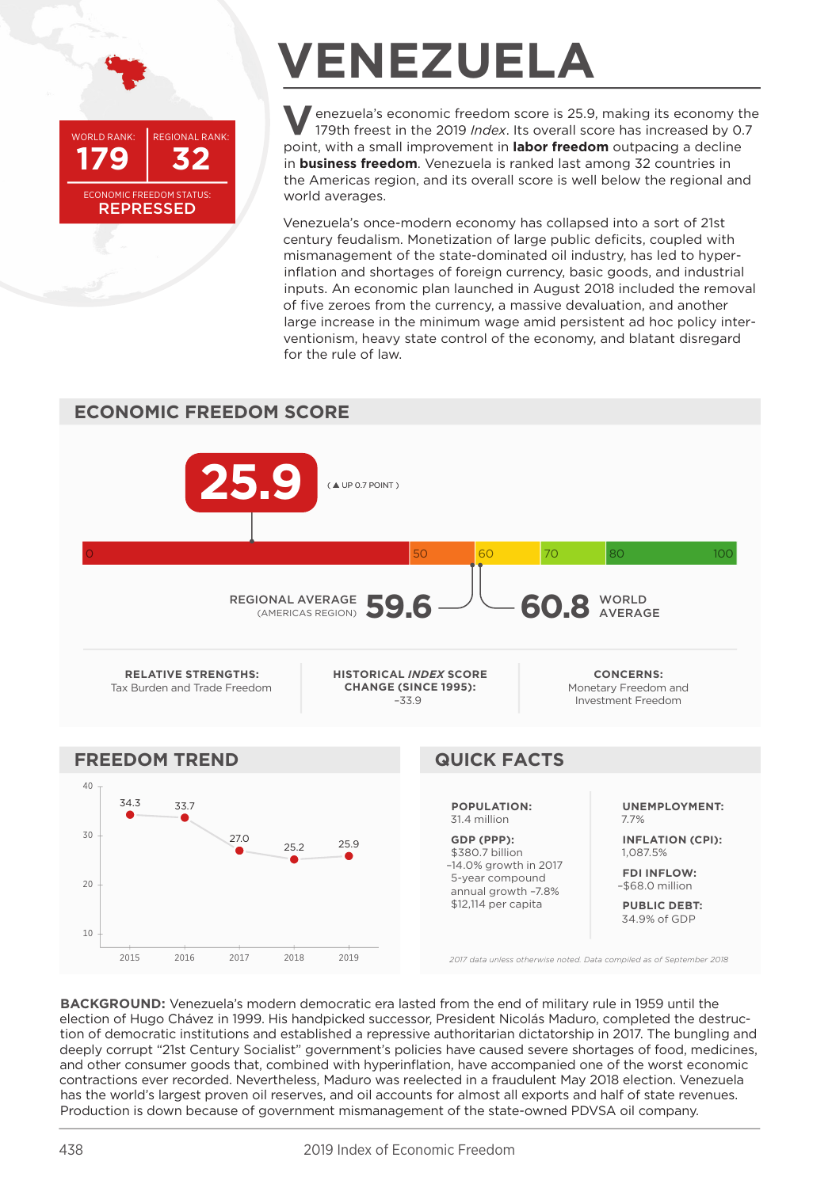# VENEZUELA

WORLD RANK: **179** | REGIONAL RANK: **32**

ECONOMIC FREEDOM STATUS: **REPRESSED**

Venezuela's economic freedom score is 25.9, making its economy the 179th freest in the 2019 *Index*. Its overall score has increased by 0.7 point, with a small improvement in **labor freedom** outpacing a decline in **business freedom**. Venezuela is ranked last among 32 countries in the Americas region, and its overall score is well below the regional and world averages.

Venezuela's once-modern economy has collapsed into a sort of 21st century feudalism. Monetization of large public deficits, coupled with mismanagement of the state-dominated oil industry, has led to hyper-inflation and shortages of foreign currency, basic goods, and industrial inputs. An economic plan launched in August 2018 included the removal of five zeroes from the currency, a massive devaluation, and another large increase in the minimum wage amid persistent ad hoc policy interventionism, heavy state control of the economy, and blatant disregard for the rule of law.

## ECONOMIC FREEDOM SCORE

**25.9** (▲ UP 0.7 POINT )

REGIONAL AVERAGE (AMERICAS REGION) **59.6**

WORLD AVERAGE **60.8**

**RELATIVE STRENGTHS:** Tax Burden and Trade Freedom

**HISTORICAL *INDEX* SCORE CHANGE (SINCE 1995):** –33.9

**CONCERNS:** Monetary Freedom and Investment Freedom

## FREEDOM TREND

| Year | Score |
|---|---|
| 2015 | 34.3 |
| 2016 | 33.7 |
| 2017 | 27.0 |
| 2018 | 25.2 |
| 2019 | 25.9 |

## QUICK FACTS

**POPULATION:**
31.4 million

**GDP (PPP):**
$380.7 billion
–14.0% growth in 2017
5-year compound annual growth –7.8%
$12,114 per capita

**UNEMPLOYMENT:**
7.7%

**INFLATION (CPI):**
1,087.5%

**FDI INFLOW:**
–$68.0 million

**PUBLIC DEBT:**
34.9% of GDP

*2017 data unless otherwise noted. Data compiled as of September 2018*

**BACKGROUND:** Venezuela's modern democratic era lasted from the end of military rule in 1959 until the election of Hugo Chávez in 1999. His handpicked successor, President Nicolás Maduro, completed the destruction of democratic institutions and established a repressive authoritarian dictatorship in 2017. The bungling and deeply corrupt "21st Century Socialist" government's policies have caused severe shortages of food, medicines, and other consumer goods that, combined with hyperinflation, have accompanied one of the worst economic contractions ever recorded. Nevertheless, Maduro was reelected in a fraudulent May 2018 election. Venezuela has the world's largest proven oil reserves, and oil accounts for almost all exports and half of state revenues. Production is down because of government mismanagement of the state-owned PDVSA oil company.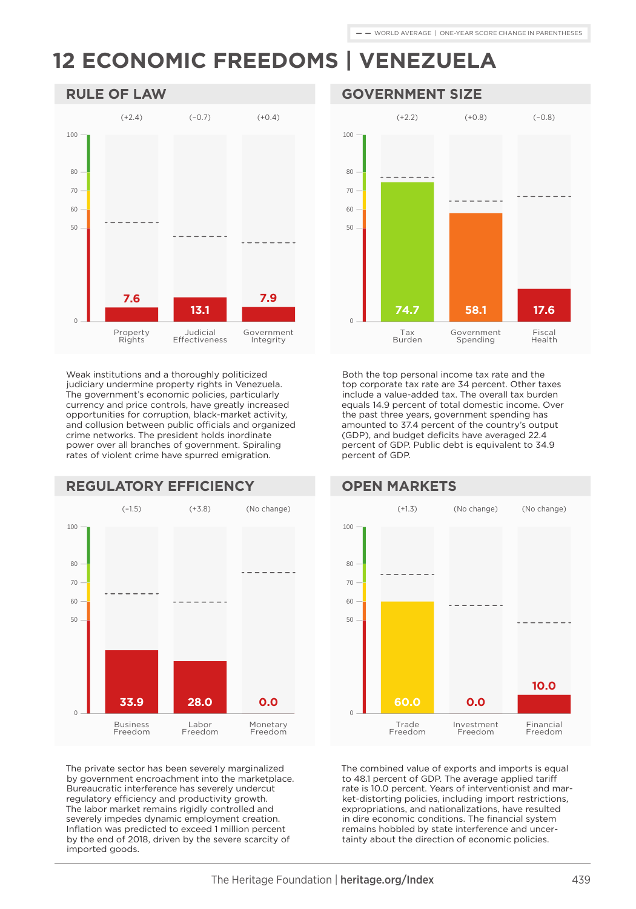— — WORLD AVERAGE | ONE-YEAR SCORE CHANGE IN PARENTHESES

# 12 ECONOMIC FREEDOMS | VENEZUELA

## RULE OF LAW

(+2.4) (–0.7) (+0.4)

100
80
70
60
50
0

7.6 13.1 7.9

Property Rights
Judicial Effectiveness
Government Integrity

Weak institutions and a thoroughly politicized judiciary undermine property rights in Venezuela. The government's economic policies, particularly currency and price controls, have greatly increased opportunities for corruption, black-market activity, and collusion between public officials and organized crime networks. The president holds inordinate power over all branches of government. Spiraling rates of violent crime have spurred emigration.

## GOVERNMENT SIZE

(+2.2) (+0.8) (–0.8)

100
80
70
60
50
0

74.7 58.1 17.6

Tax Burden
Government Spending
Fiscal Health

Both the top personal income tax rate and the top corporate tax rate are 34 percent. Other taxes include a value-added tax. The overall tax burden equals 14.9 percent of total domestic income. Over the past three years, government spending has amounted to 37.4 percent of the country's output (GDP), and budget deficits have averaged 22.4 percent of GDP. Public debt is equivalent to 34.9 percent of GDP.

## REGULATORY EFFICIENCY

(–1.5) (+3.8) (No change)

100
80
70
60
50
0

33.9 28.0 0.0

Business Freedom
Labor Freedom
Monetary Freedom

The private sector has been severely marginalized by government encroachment into the marketplace. Bureaucratic interference has severely undercut regulatory efficiency and productivity growth. The labor market remains rigidly controlled and severely impedes dynamic employment creation. Inflation was predicted to exceed 1 million percent by the end of 2018, driven by the severe scarcity of imported goods.

## OPEN MARKETS

(+1.3) (No change) (No change)

100
80
70
60
50
0

60.0 0.0 10.0

Trade Freedom
Investment Freedom
Financial Freedom

The combined value of exports and imports is equal to 48.1 percent of GDP. The average applied tariff rate is 10.0 percent. Years of interventionist and market-distorting policies, including import restrictions, expropriations, and nationalizations, have resulted in dire economic conditions. The financial system remains hobbled by state interference and uncertainty about the direction of economic policies.

The Heritage Foundation | **heritage.org/Index**